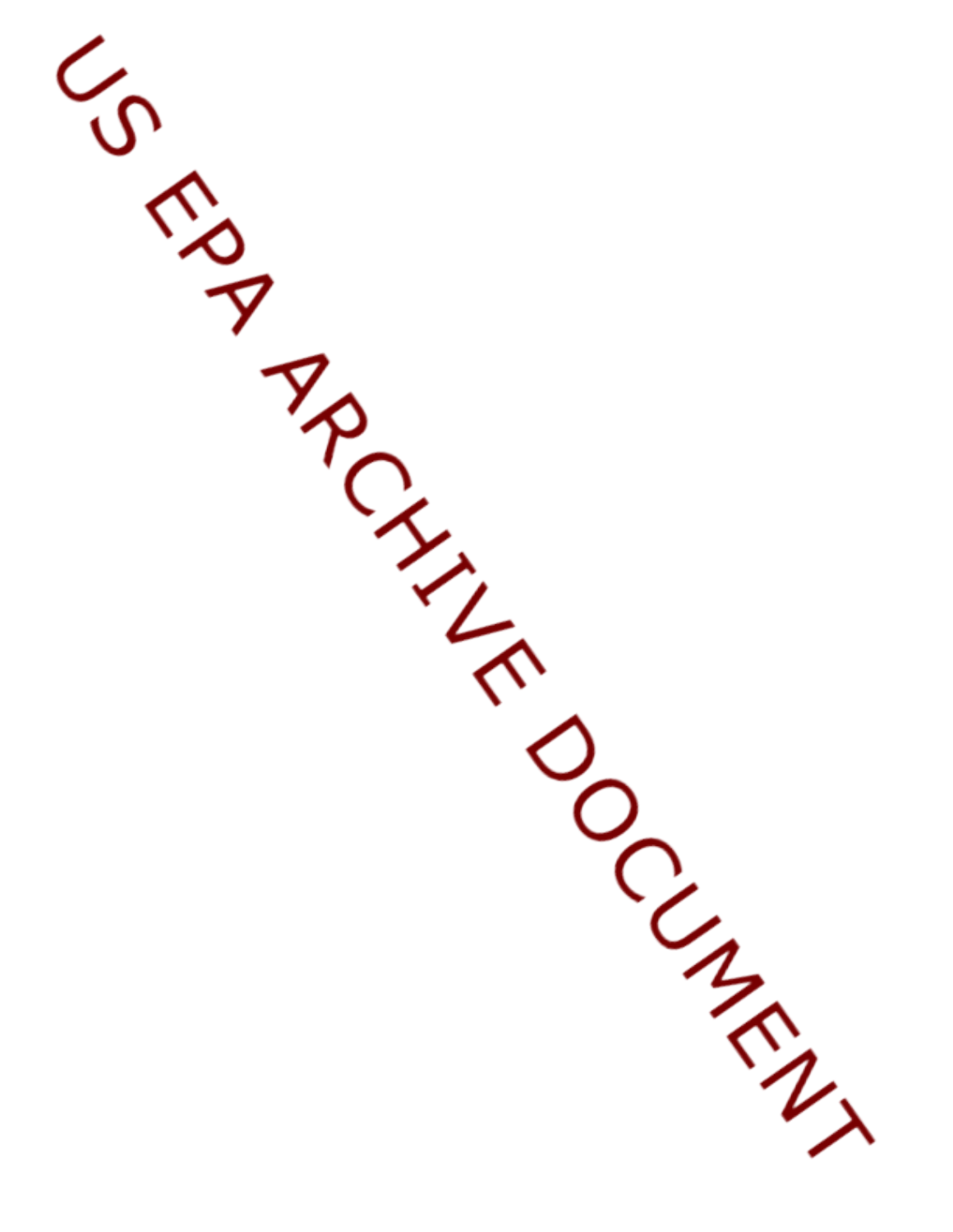US EPA ARCHIVE DOCUMENT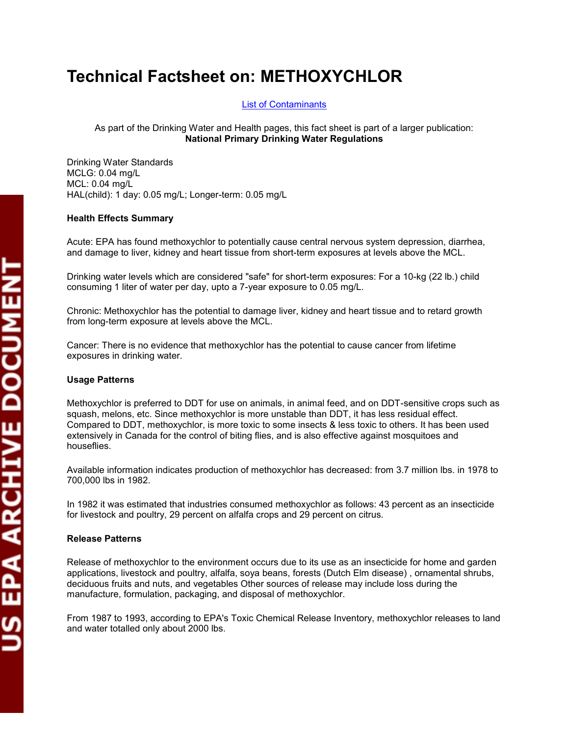# Technical Factsheet on: METHOXYCHLOR

[List of Contaminants]

As part of the Drinking Water and Health pages, this fact sheet is part of a larger publication:
**National Primary Drinking Water Regulations**

Drinking Water Standards
MCLG: 0.04 mg/L
MCL: 0.04 mg/L
HAL(child): 1 day: 0.05 mg/L; Longer-term: 0.05 mg/L

**Health Effects Summary**

Acute: EPA has found methoxychlor to potentially cause central nervous system depression, diarrhea, and damage to liver, kidney and heart tissue from short-term exposures at levels above the MCL.

Drinking water levels which are considered "safe" for short-term exposures: For a 10-kg (22 lb.) child consuming 1 liter of water per day, upto a 7-year exposure to 0.05 mg/L.

Chronic: Methoxychlor has the potential to damage liver, kidney and heart tissue and to retard growth from long-term exposure at levels above the MCL.

Cancer: There is no evidence that methoxychlor has the potential to cause cancer from lifetime exposures in drinking water.

**Usage Patterns**

Methoxychlor is preferred to DDT for use on animals, in animal feed, and on DDT-sensitive crops such as squash, melons, etc. Since methoxychlor is more unstable than DDT, it has less residual effect. Compared to DDT, methoxychlor, is more toxic to some insects & less toxic to others. It has been used extensively in Canada for the control of biting flies, and is also effective against mosquitoes and houseflies.

Available information indicates production of methoxychlor has decreased: from 3.7 million lbs. in 1978 to 700,000 lbs in 1982.

In 1982 it was estimated that industries consumed methoxychlor as follows: 43 percent as an insecticide for livestock and poultry, 29 percent on alfalfa crops and 29 percent on citrus.

**Release Patterns**

Release of methoxychlor to the environment occurs due to its use as an insecticide for home and garden applications, livestock and poultry, alfalfa, soya beans, forests (Dutch Elm disease) , ornamental shrubs, deciduous fruits and nuts, and vegetables Other sources of release may include loss during the manufacture, formulation, packaging, and disposal of methoxychlor.

From 1987 to 1993, according to EPA's Toxic Chemical Release Inventory, methoxychlor releases to land and water totalled only about 2000 lbs.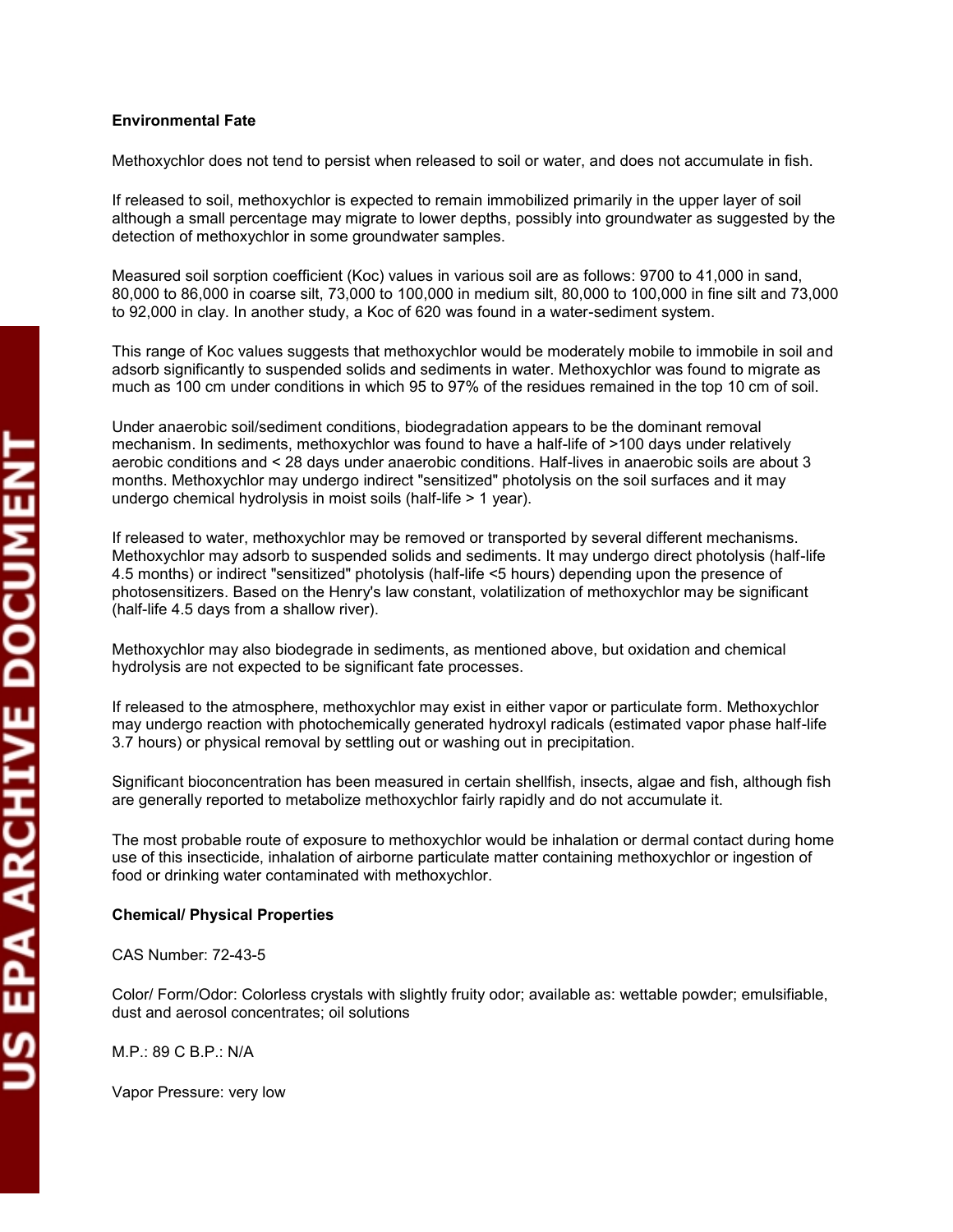**Environmental Fate**

Methoxychlor does not tend to persist when released to soil or water, and does not accumulate in fish.

If released to soil, methoxychlor is expected to remain immobilized primarily in the upper layer of soil although a small percentage may migrate to lower depths, possibly into groundwater as suggested by the detection of methoxychlor in some groundwater samples.

Measured soil sorption coefficient (Koc) values in various soil are as follows: 9700 to 41,000 in sand, 80,000 to 86,000 in coarse silt, 73,000 to 100,000 in medium silt, 80,000 to 100,000 in fine silt and 73,000 to 92,000 in clay. In another study, a Koc of 620 was found in a water-sediment system.

This range of Koc values suggests that methoxychlor would be moderately mobile to immobile in soil and adsorb significantly to suspended solids and sediments in water. Methoxychlor was found to migrate as much as 100 cm under conditions in which 95 to 97% of the residues remained in the top 10 cm of soil.

Under anaerobic soil/sediment conditions, biodegradation appears to be the dominant removal mechanism. In sediments, methoxychlor was found to have a half-life of >100 days under relatively aerobic conditions and < 28 days under anaerobic conditions. Half-lives in anaerobic soils are about 3 months. Methoxychlor may undergo indirect "sensitized" photolysis on the soil surfaces and it may undergo chemical hydrolysis in moist soils (half-life > 1 year).

If released to water, methoxychlor may be removed or transported by several different mechanisms. Methoxychlor may adsorb to suspended solids and sediments. It may undergo direct photolysis (half-life 4.5 months) or indirect "sensitized" photolysis (half-life <5 hours) depending upon the presence of photosensitizers. Based on the Henry's law constant, volatilization of methoxychlor may be significant (half-life 4.5 days from a shallow river).

Methoxychlor may also biodegrade in sediments, as mentioned above, but oxidation and chemical hydrolysis are not expected to be significant fate processes.

If released to the atmosphere, methoxychlor may exist in either vapor or particulate form. Methoxychlor may undergo reaction with photochemically generated hydroxyl radicals (estimated vapor phase half-life 3.7 hours) or physical removal by settling out or washing out in precipitation.

Significant bioconcentration has been measured in certain shellfish, insects, algae and fish, although fish are generally reported to metabolize methoxychlor fairly rapidly and do not accumulate it.

The most probable route of exposure to methoxychlor would be inhalation or dermal contact during home use of this insecticide, inhalation of airborne particulate matter containing methoxychlor or ingestion of food or drinking water contaminated with methoxychlor.

**Chemical/ Physical Properties**

CAS Number: 72-43-5

Color/ Form/Odor: Colorless crystals with slightly fruity odor; available as: wettable powder; emulsifiable, dust and aerosol concentrates; oil solutions

M.P.: 89 C B.P.: N/A

Vapor Pressure: very low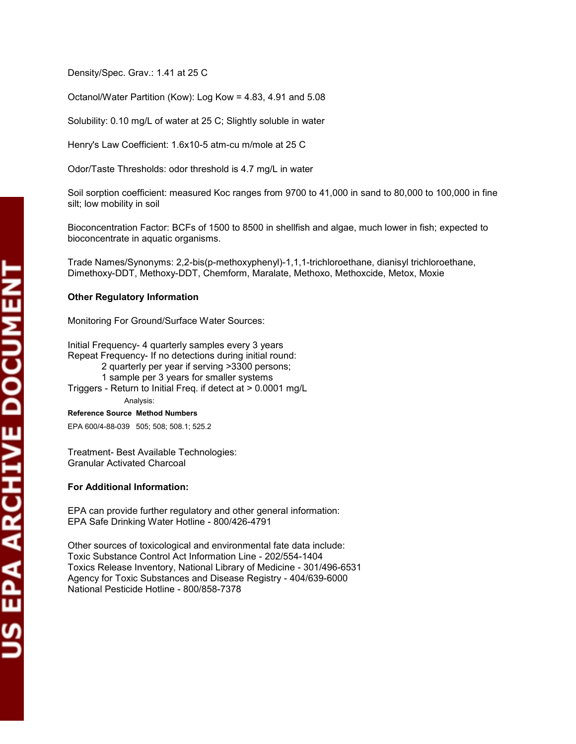Density/Spec. Grav.: 1.41 at 25 C

Octanol/Water Partition (Kow): Log Kow = 4.83, 4.91 and 5.08

Solubility: 0.10 mg/L of water at 25 C; Slightly soluble in water

Henry's Law Coefficient: 1.6x10-5 atm-cu m/mole at 25 C

Odor/Taste Thresholds: odor threshold is 4.7 mg/L in water

Soil sorption coefficient: measured Koc ranges from 9700 to 41,000 in sand to 80,000 to 100,000 in fine silt; low mobility in soil

Bioconcentration Factor: BCFs of 1500 to 8500 in shellfish and algae, much lower in fish; expected to bioconcentrate in aquatic organisms.

Trade Names/Synonyms: 2,2-bis(p-methoxyphenyl)-1,1,1-trichloroethane, dianisyl trichloroethane, Dimethoxy-DDT, Methoxy-DDT, Chemform, Maralate, Methoxo, Methoxcide, Metox, Moxie

**Other Regulatory Information**

Monitoring For Ground/Surface Water Sources:

Initial Frequency- 4 quarterly samples every 3 years
Repeat Frequency- If no detections during initial round:
    2 quarterly per year if serving >3300 persons;
    1 sample per 3 years for smaller systems
Triggers - Return to Initial Freq. if detect at > 0.0001 mg/L

Analysis:

| Reference Source | Method Numbers |
|---|---|
| EPA 600/4-88-039 | 505; 508; 508.1; 525.2 |

Treatment- Best Available Technologies:
Granular Activated Charcoal

**For Additional Information:**

EPA can provide further regulatory and other general information:
EPA Safe Drinking Water Hotline - 800/426-4791

Other sources of toxicological and environmental fate data include:
Toxic Substance Control Act Information Line - 202/554-1404
Toxics Release Inventory, National Library of Medicine - 301/496-6531
Agency for Toxic Substances and Disease Registry - 404/639-6000
National Pesticide Hotline - 800/858-7378